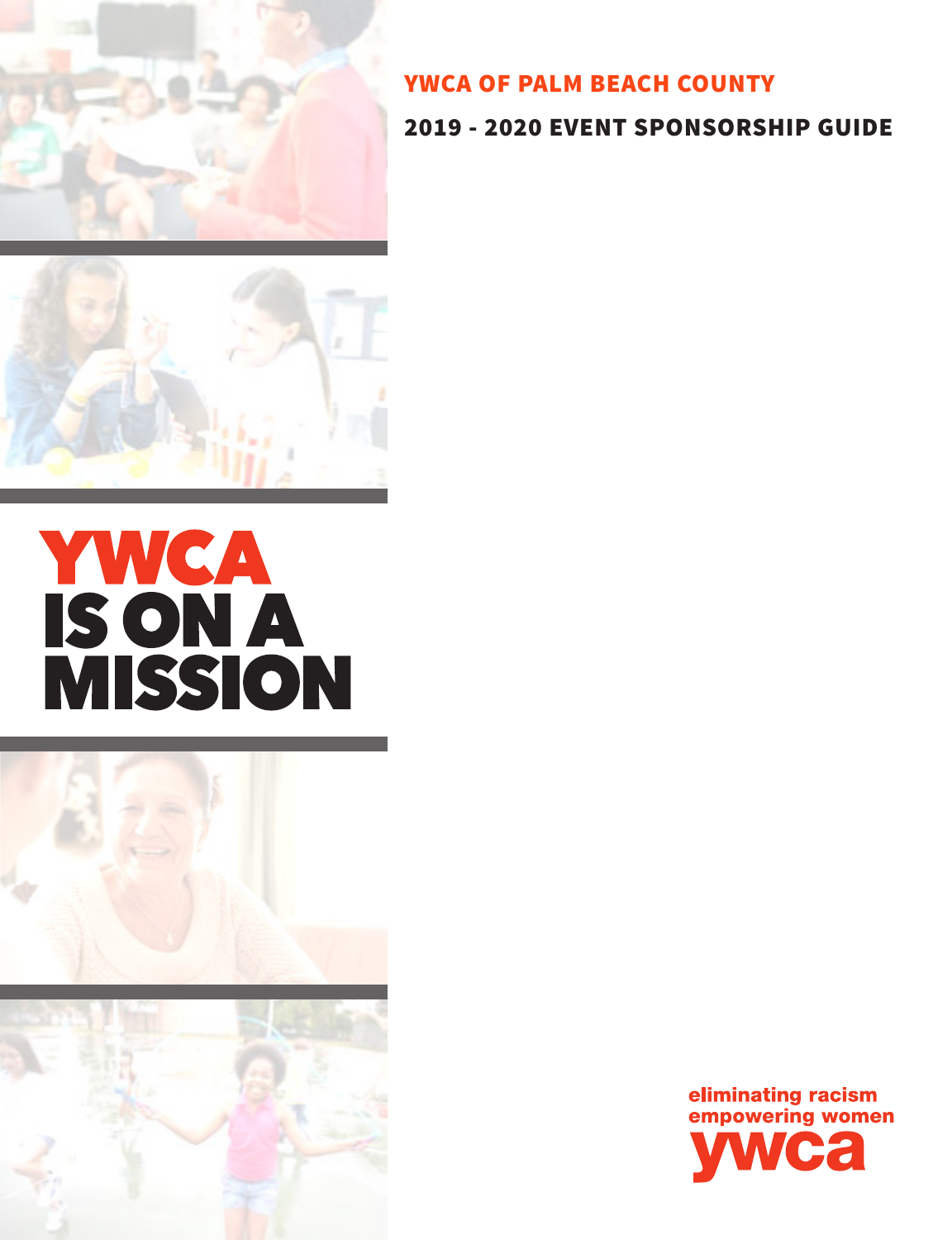# YWCA OF PALM BEACH COUNTY

## 2019 - 2020 EVENT SPONSORSHIP GUIDE

# YWCA IS ON A MISSION

eliminating racism
empowering women
ywca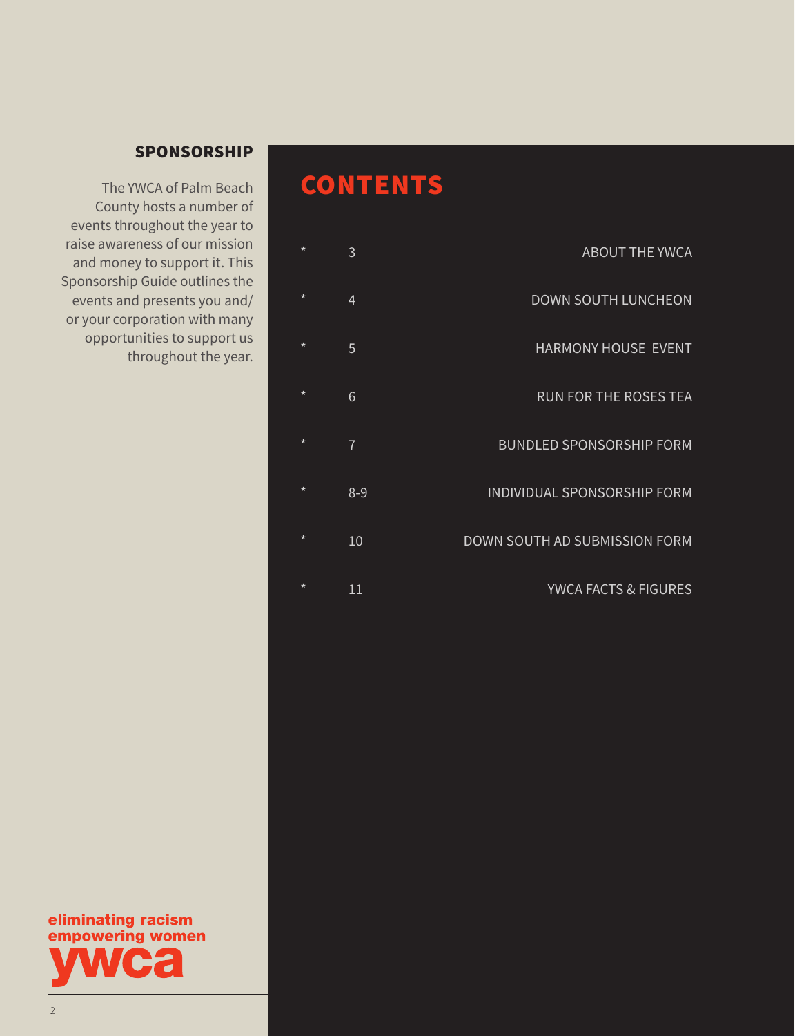## SPONSORSHIP

The YWCA of Palm Beach County hosts a number of events throughout the year to raise awareness of our mission and money to support it. This Sponsorship Guide outlines the events and presents you and/or your corporation with many opportunities to support us throughout the year.

# CONTENTS

| | | |
|---|---|---|
| * | 3 | ABOUT THE YWCA |
| * | 4 | DOWN SOUTH LUNCHEON |
| * | 5 | HARMONY HOUSE EVENT |
| * | 6 | RUN FOR THE ROSES TEA |
| * | 7 | BUNDLED SPONSORSHIP FORM |
| * | 8-9 | INDIVIDUAL SPONSORSHIP FORM |
| * | 10 | DOWN SOUTH AD SUBMISSION FORM |
| * | 11 | YWCA FACTS & FIGURES |

eliminating racism
empowering women
ywca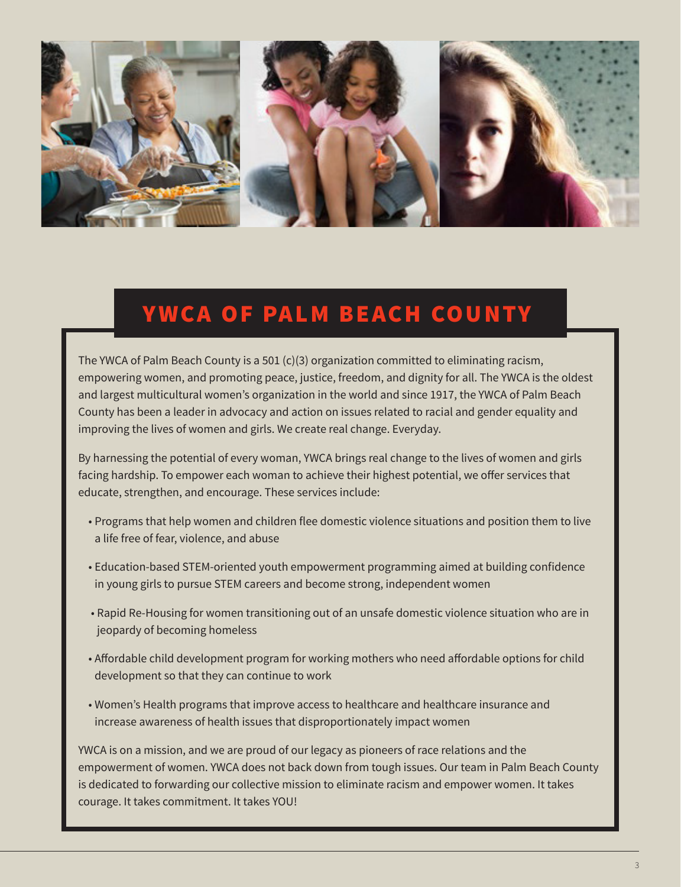# YWCA OF PALM BEACH COUNTY

The YWCA of Palm Beach County is a 501 (c)(3) organization committed to eliminating racism, empowering women, and promoting peace, justice, freedom, and dignity for all. The YWCA is the oldest and largest multicultural women's organization in the world and since 1917, the YWCA of Palm Beach County has been a leader in advocacy and action on issues related to racial and gender equality and improving the lives of women and girls. We create real change. Everyday.

By harnessing the potential of every woman, YWCA brings real change to the lives of women and girls facing hardship. To empower each woman to achieve their highest potential, we offer services that educate, strengthen, and encourage. These services include:

- Programs that help women and children flee domestic violence situations and position them to live a life free of fear, violence, and abuse
- Education-based STEM-oriented youth empowerment programming aimed at building confidence in young girls to pursue STEM careers and become strong, independent women
- Rapid Re-Housing for women transitioning out of an unsafe domestic violence situation who are in jeopardy of becoming homeless
- Affordable child development program for working mothers who need affordable options for child development so that they can continue to work
- Women's Health programs that improve access to healthcare and healthcare insurance and increase awareness of health issues that disproportionately impact women

YWCA is on a mission, and we are proud of our legacy as pioneers of race relations and the empowerment of women. YWCA does not back down from tough issues. Our team in Palm Beach County is dedicated to forwarding our collective mission to eliminate racism and empower women. It takes courage. It takes commitment. It takes YOU!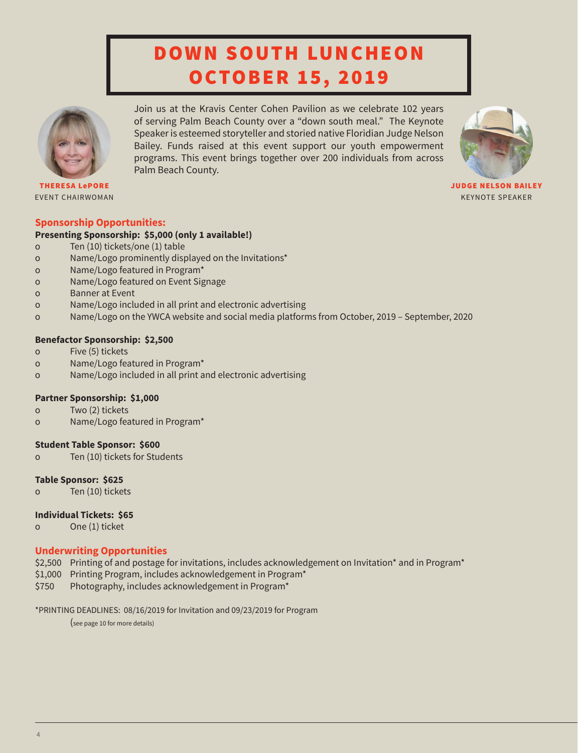# DOWN SOUTH LUNCHEON
# OCTOBER 15, 2019

Join us at the Kravis Center Cohen Pavilion as we celebrate 102 years of serving Palm Beach County over a "down south meal." The Keynote Speaker is esteemed storyteller and storied native Floridian Judge Nelson Bailey. Funds raised at this event support our youth empowerment programs. This event brings together over 200 individuals from across Palm Beach County.

**THERESA LePORE**
EVENT CHAIRWOMAN

**JUDGE NELSON BAILEY**
KEYNOTE SPEAKER

## Sponsorship Opportunities:

**Presenting Sponsorship: $5,000 (only 1 available!)**

- Ten (10) tickets/one (1) table
- Name/Logo prominently displayed on the Invitations*
- Name/Logo featured in Program*
- Name/Logo featured on Event Signage
- Banner at Event
- Name/Logo included in all print and electronic advertising
- Name/Logo on the YWCA website and social media platforms from October, 2019 – September, 2020

**Benefactor Sponsorship: $2,500**

- Five (5) tickets
- Name/Logo featured in Program*
- Name/Logo included in all print and electronic advertising

**Partner Sponsorship: $1,000**

- Two (2) tickets
- Name/Logo featured in Program*

**Student Table Sponsor: $600**

- Ten (10) tickets for Students

**Table Sponsor: $625**

- Ten (10) tickets

**Individual Tickets: $65**

- One (1) ticket

## Underwriting Opportunities

$2,500 Printing of and postage for invitations, includes acknowledgement on Invitation* and in Program*
$1,000 Printing Program, includes acknowledgement in Program*
$750 Photography, includes acknowledgement in Program*

*PRINTING DEADLINES: 08/16/2019 for Invitation and 09/23/2019 for Program

(see page 10 for more details)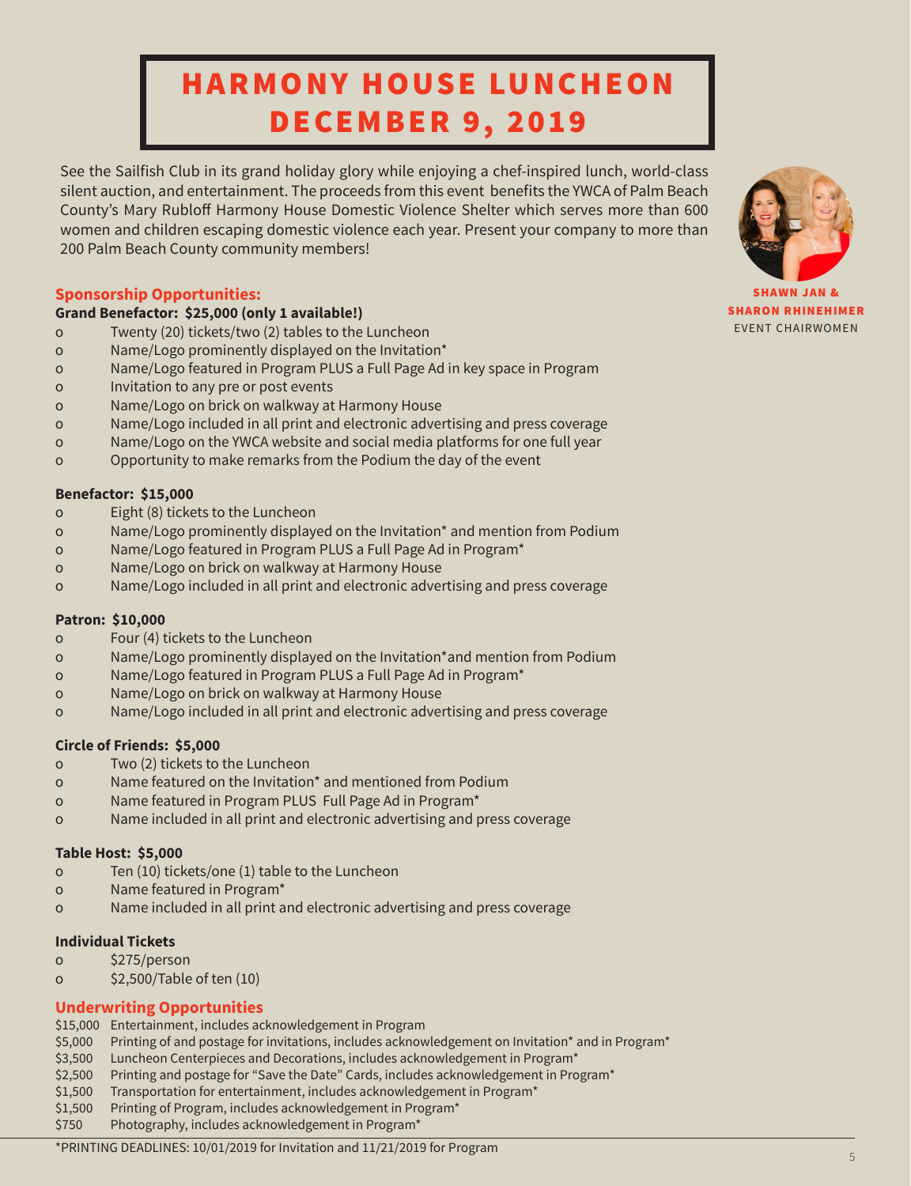# HARMONY HOUSE LUNCHEON DECEMBER 9, 2019

See the Sailfish Club in its grand holiday glory while enjoying a chef-inspired lunch, world-class silent auction, and entertainment. The proceeds from this event benefits the YWCA of Palm Beach County's Mary Rubloff Harmony House Domestic Violence Shelter which serves more than 600 women and children escaping domestic violence each year. Present your company to more than 200 Palm Beach County community members!

**SHAWN JAN & SHARON RHINEHIMER**
EVENT CHAIRWOMEN

## Sponsorship Opportunities:

**Grand Benefactor: $25,000 (only 1 available!)**

- Twenty (20) tickets/two (2) tables to the Luncheon
- Name/Logo prominently displayed on the Invitation*
- Name/Logo featured in Program PLUS a Full Page Ad in key space in Program
- Invitation to any pre or post events
- Name/Logo on brick on walkway at Harmony House
- Name/Logo included in all print and electronic advertising and press coverage
- Name/Logo on the YWCA website and social media platforms for one full year
- Opportunity to make remarks from the Podium the day of the event

**Benefactor: $15,000**

- Eight (8) tickets to the Luncheon
- Name/Logo prominently displayed on the Invitation* and mention from Podium
- Name/Logo featured in Program PLUS a Full Page Ad in Program*
- Name/Logo on brick on walkway at Harmony House
- Name/Logo included in all print and electronic advertising and press coverage

**Patron: $10,000**

- Four (4) tickets to the Luncheon
- Name/Logo prominently displayed on the Invitation*and mention from Podium
- Name/Logo featured in Program PLUS a Full Page Ad in Program*
- Name/Logo on brick on walkway at Harmony House
- Name/Logo included in all print and electronic advertising and press coverage

**Circle of Friends: $5,000**

- Two (2) tickets to the Luncheon
- Name featured on the Invitation* and mentioned from Podium
- Name featured in Program PLUS Full Page Ad in Program*
- Name included in all print and electronic advertising and press coverage

**Table Host: $5,000**

- Ten (10) tickets/one (1) table to the Luncheon
- Name featured in Program*
- Name included in all print and electronic advertising and press coverage

**Individual Tickets**

- $275/person
- $2,500/Table of ten (10)

## Underwriting Opportunities

$15,000 Entertainment, includes acknowledgement in Program
$5,000 Printing of and postage for invitations, includes acknowledgement on Invitation* and in Program*
$3,500 Luncheon Centerpieces and Decorations, includes acknowledgement in Program*
$2,500 Printing and postage for "Save the Date" Cards, includes acknowledgement in Program*
$1,500 Transportation for entertainment, includes acknowledgement in Program*
$1,500 Printing of Program, includes acknowledgement in Program*
$750 Photography, includes acknowledgement in Program*

*PRINTING DEADLINES: 10/01/2019 for Invitation and 11/21/2019 for Program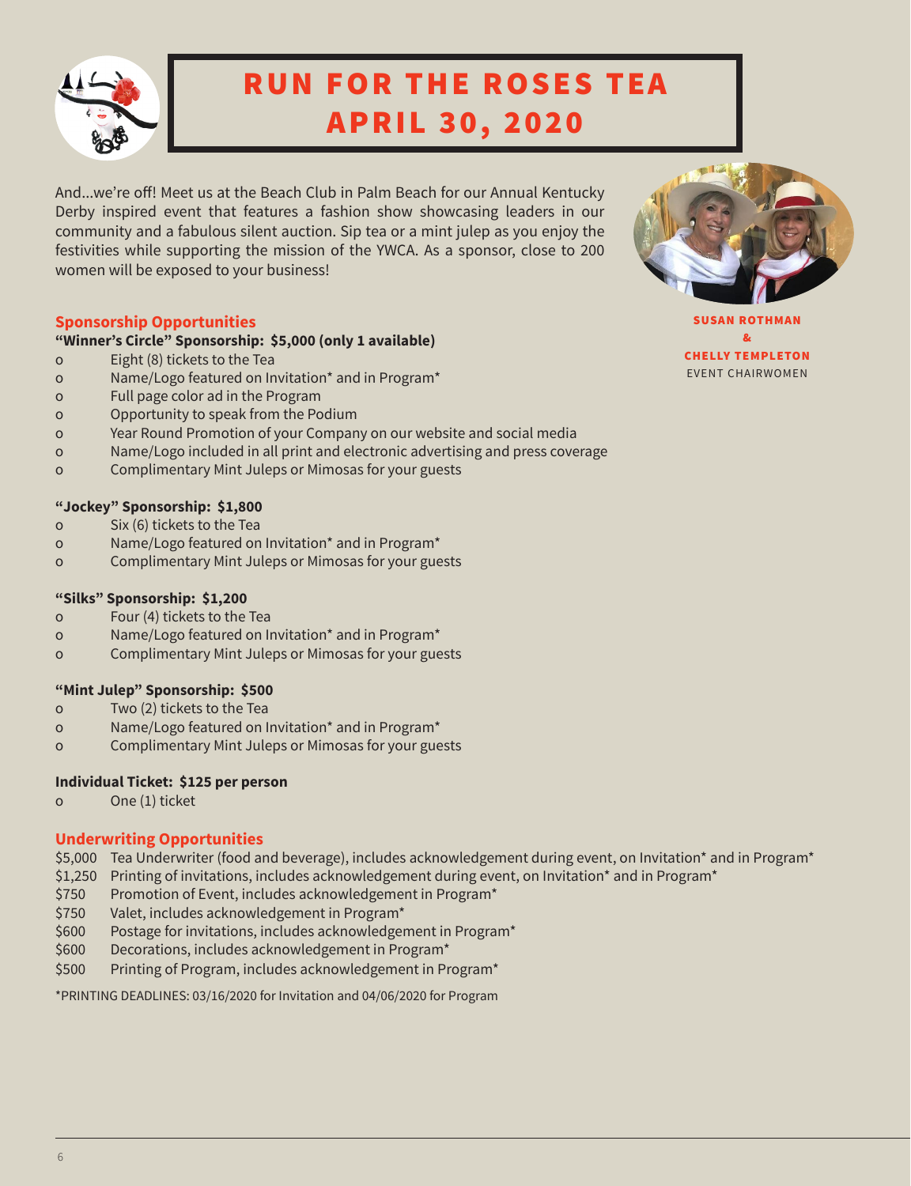# RUN FOR THE ROSES TEA
# APRIL 30, 2020

And...we're off! Meet us at the Beach Club in Palm Beach for our Annual Kentucky Derby inspired event that features a fashion show showcasing leaders in our community and a fabulous silent auction. Sip tea or a mint julep as you enjoy the festivities while supporting the mission of the YWCA. As a sponsor, close to 200 women will be exposed to your business!

**SUSAN ROTHMAN**
**&**
**CHELLY TEMPLETON**
EVENT CHAIRWOMEN

## Sponsorship Opportunities

**"Winner's Circle" Sponsorship: $5,000 (only 1 available)**

- Eight (8) tickets to the Tea
- Name/Logo featured on Invitation* and in Program*
- Full page color ad in the Program
- Opportunity to speak from the Podium
- Year Round Promotion of your Company on our website and social media
- Name/Logo included in all print and electronic advertising and press coverage
- Complimentary Mint Juleps or Mimosas for your guests

**"Jockey" Sponsorship: $1,800**

- Six (6) tickets to the Tea
- Name/Logo featured on Invitation* and in Program*
- Complimentary Mint Juleps or Mimosas for your guests

**"Silks" Sponsorship: $1,200**

- Four (4) tickets to the Tea
- Name/Logo featured on Invitation* and in Program*
- Complimentary Mint Juleps or Mimosas for your guests

**"Mint Julep" Sponsorship: $500**

- Two (2) tickets to the Tea
- Name/Logo featured on Invitation* and in Program*
- Complimentary Mint Juleps or Mimosas for your guests

**Individual Ticket: $125 per person**

- One (1) ticket

## Underwriting Opportunities

$5,000 Tea Underwriter (food and beverage), includes acknowledgement during event, on Invitation* and in Program*
$1,250 Printing of invitations, includes acknowledgement during event, on Invitation* and in Program*
$750 Promotion of Event, includes acknowledgement in Program*
$750 Valet, includes acknowledgement in Program*
$600 Postage for invitations, includes acknowledgement in Program*
$600 Decorations, includes acknowledgement in Program*
$500 Printing of Program, includes acknowledgement in Program*

*PRINTING DEADLINES: 03/16/2020 for Invitation and 04/06/2020 for Program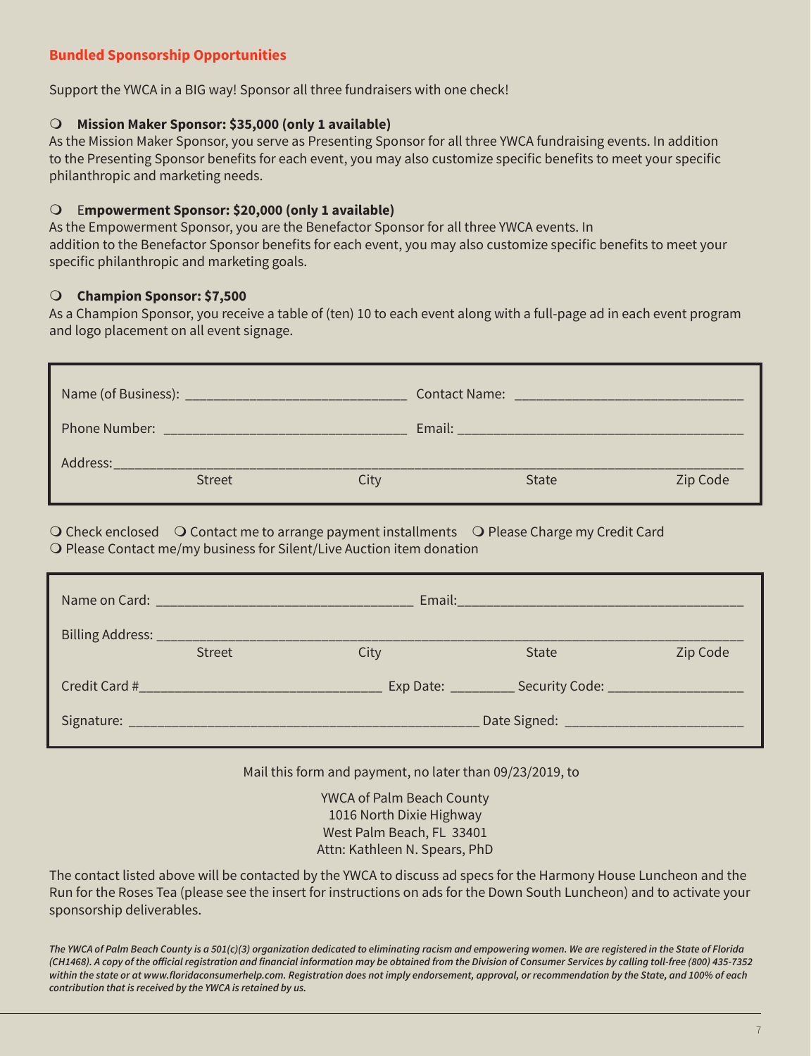## Bundled Sponsorship Opportunities

Support the YWCA in a BIG way! Sponsor all three fundraisers with one check!

❍ **Mission Maker Sponsor: $35,000 (only 1 available)**
As the Mission Maker Sponsor, you serve as Presenting Sponsor for all three YWCA fundraising events. In addition to the Presenting Sponsor benefits for each event, you may also customize specific benefits to meet your specific philanthropic and marketing needs.

❍ E**mpowerment Sponsor: $20,000 (only 1 available)**
As the Empowerment Sponsor, you are the Benefactor Sponsor for all three YWCA events. In addition to the Benefactor Sponsor benefits for each event, you may also customize specific benefits to meet your specific philanthropic and marketing goals.

❍ **Champion Sponsor: $7,500**
As a Champion Sponsor, you receive a table of (ten) 10 to each event along with a full-page ad in each event program and logo placement on all event signage.

Name (of Business): ____________________________ Contact Name: ____________________________

Phone Number: ______________________________ Email: _____________________________________

Address: ____________________________________________________________________________
Street City State Zip Code

❍ Check enclosed ❍ Contact me to arrange payment installments ❍ Please Charge my Credit Card
❍ Please Contact me/my business for Silent/Live Auction item donation

Name on Card: ________________________________ Email: ____________________________________

Billing Address: _______________________________________________________________________
Street City State Zip Code

Credit Card #________________________________ Exp Date: ________ Security Code: _________________

Signature: ______________________________________________ Date Signed: _______________________

Mail this form and payment, no later than 09/23/2019, to

YWCA of Palm Beach County
1016 North Dixie Highway
West Palm Beach, FL 33401
Attn: Kathleen N. Spears, PhD

The contact listed above will be contacted by the YWCA to discuss ad specs for the Harmony House Luncheon and the Run for the Roses Tea (please see the insert for instructions on ads for the Down South Luncheon) and to activate your sponsorship deliverables.

***The YWCA of Palm Beach County is a 501(c)(3) organization dedicated to eliminating racism and empowering women. We are registered in the State of Florida (CH1468). A copy of the official registration and financial information may be obtained from the Division of Consumer Services by calling toll-free (800) 435-7352 within the state or at www.floridaconsumerhelp.com. Registration does not imply endorsement, approval, or recommendation by the State, and 100% of each contribution that is received by the YWCA is retained by us.***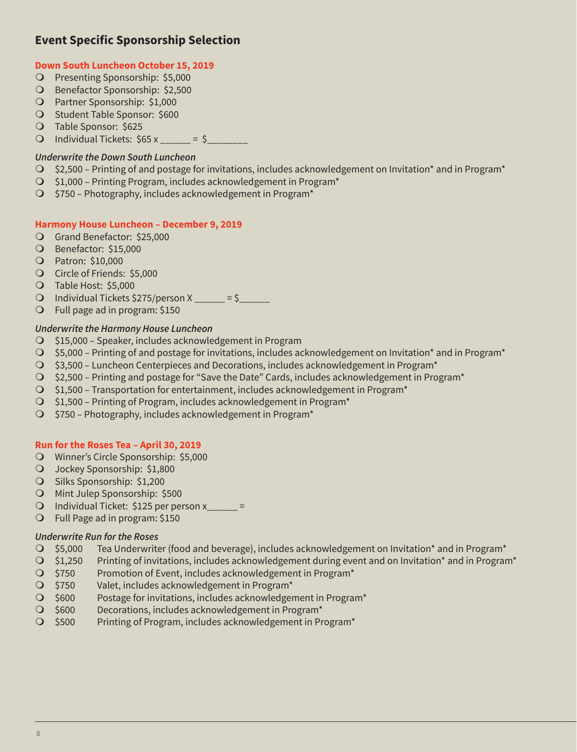## Event Specific Sponsorship Selection

### Down South Luncheon October 15, 2019

- ❍ Presenting Sponsorship: $5,000
- ❍ Benefactor Sponsorship: $2,500
- ❍ Partner Sponsorship: $1,000
- ❍ Student Table Sponsor: $600
- ❍ Table Sponsor: $625
- ❍ Individual Tickets: $65 x ______ = $________

#### *Underwrite the Down South Luncheon*

- ❍ $2,500 – Printing of and postage for invitations, includes acknowledgement on Invitation* and in Program*
- ❍ $1,000 – Printing Program, includes acknowledgement in Program*
- ❍ $750 – Photography, includes acknowledgement in Program*

### Harmony House Luncheon – December 9, 2019

- ❍ Grand Benefactor: $25,000
- ❍ Benefactor: $15,000
- ❍ Patron: $10,000
- ❍ Circle of Friends: $5,000
- ❍ Table Host: $5,000
- ❍ Individual Tickets $275/person X ______ = $______
- ❍ Full page ad in program: $150

#### *Underwrite the Harmony House Luncheon*

- ❍ $15,000 – Speaker, includes acknowledgement in Program
- ❍ $5,000 – Printing of and postage for invitations, includes acknowledgement on Invitation* and in Program*
- ❍ $3,500 – Luncheon Centerpieces and Decorations, includes acknowledgement in Program*
- ❍ $2,500 – Printing and postage for "Save the Date" Cards, includes acknowledgement in Program*
- ❍ $1,500 – Transportation for entertainment, includes acknowledgement in Program*
- ❍ $1,500 – Printing of Program, includes acknowledgement in Program*
- ❍ $750 – Photography, includes acknowledgement in Program*

### Run for the Roses Tea – April 30, 2019

- ❍ Winner's Circle Sponsorship: $5,000
- ❍ Jockey Sponsorship: $1,800
- ❍ Silks Sponsorship: $1,200
- ❍ Mint Julep Sponsorship: $500
- ❍ Individual Ticket: $125 per person x______ =
- ❍ Full Page ad in program: $150

#### *Underwrite Run for the Roses*

- ❍ $5,000 Tea Underwriter (food and beverage), includes acknowledgement on Invitation* and in Program*
- ❍ $1,250 Printing of invitations, includes acknowledgement during event and on Invitation* and in Program*
- ❍ $750 Promotion of Event, includes acknowledgement in Program*
- ❍ $750 Valet, includes acknowledgement in Program*
- ❍ $600 Postage for invitations, includes acknowledgement in Program*
- ❍ $600 Decorations, includes acknowledgement in Program*
- ❍ $500 Printing of Program, includes acknowledgement in Program*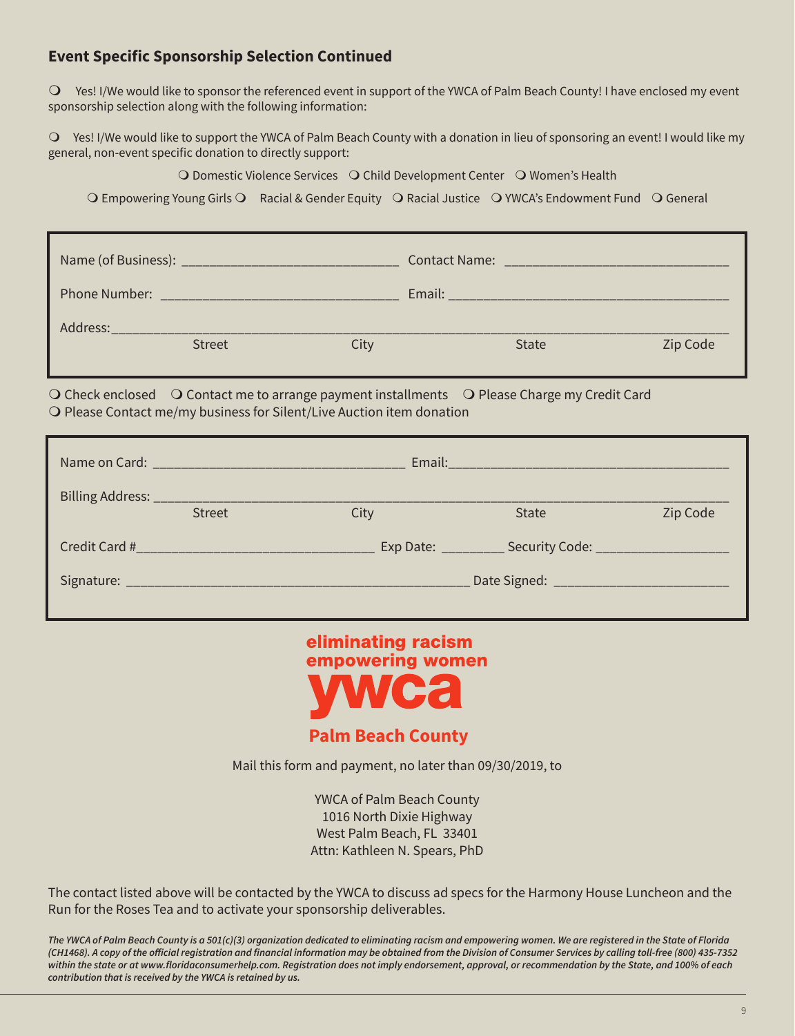## Event Specific Sponsorship Selection Continued

❍ Yes! I/We would like to sponsor the referenced event in support of the YWCA of Palm Beach County! I have enclosed my event sponsorship selection along with the following information:

❍ Yes! I/We would like to support the YWCA of Palm Beach County with a donation in lieu of sponsoring an event! I would like my general, non-event specific donation to directly support:

❍ Domestic Violence Services ❍ Child Development Center ❍ Women's Health

❍ Empowering Young Girls ❍ Racial & Gender Equity ❍ Racial Justice ❍ YWCA's Endowment Fund ❍ General

Name (of Business): ______________________________ Contact Name: ______________________________

Phone Number: ________________________________ Email: ______________________________________

Address: ________________________________________________________________________________

Street City State Zip Code

❍ Check enclosed ❍ Contact me to arrange payment installments ❍ Please Charge my Credit Card

❍ Please Contact me/my business for Silent/Live Auction item donation

Name on Card: __________________________________ Email: ______________________________________

Billing Address: ___________________________________________________________________________

Street City State Zip Code

Credit Card #________________________________ Exp Date: ________ Security Code: __________________

Signature: _______________________________________________ Date Signed: _______________________

eliminating racism
empowering women
ywca
**Palm Beach County**

Mail this form and payment, no later than 09/30/2019, to

YWCA of Palm Beach County
1016 North Dixie Highway
West Palm Beach, FL 33401
Attn: Kathleen N. Spears, PhD

The contact listed above will be contacted by the YWCA to discuss ad specs for the Harmony House Luncheon and the Run for the Roses Tea and to activate your sponsorship deliverables.

*The YWCA of Palm Beach County is a 501(c)(3) organization dedicated to eliminating racism and empowering women. We are registered in the State of Florida (CH1468). A copy of the official registration and financial information may be obtained from the Division of Consumer Services by calling toll-free (800) 435-7352 within the state or at www.floridaconsumerhelp.com. Registration does not imply endorsement, approval, or recommendation by the State, and 100% of each contribution that is received by the YWCA is retained by us.*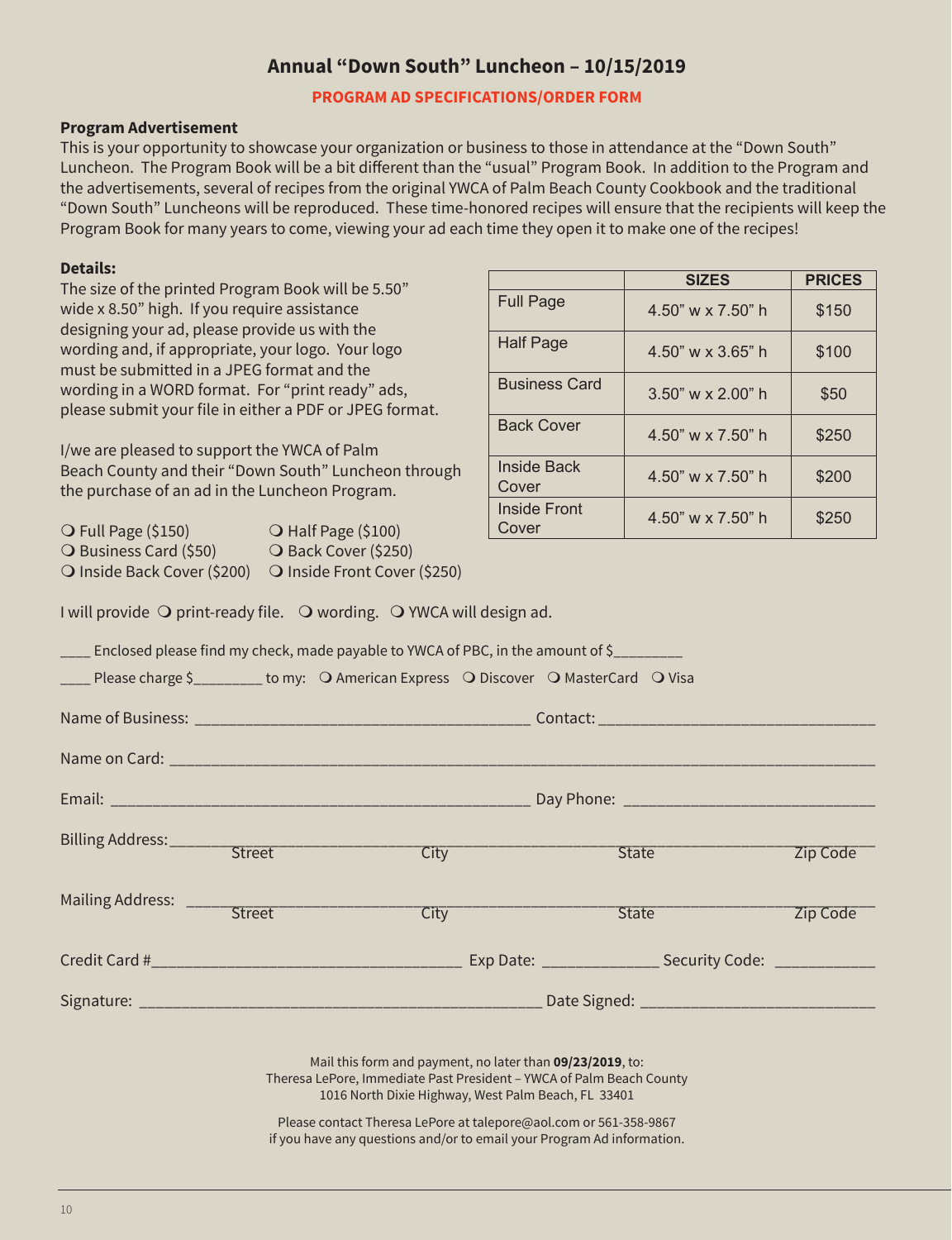# Annual "Down South" Luncheon – 10/15/2019

**PROGRAM AD SPECIFICATIONS/ORDER FORM**

**Program Advertisement**

This is your opportunity to showcase your organization or business to those in attendance at the "Down South" Luncheon. The Program Book will be a bit different than the "usual" Program Book. In addition to the Program and the advertisements, several of recipes from the original YWCA of Palm Beach County Cookbook and the traditional "Down South" Luncheons will be reproduced. These time-honored recipes will ensure that the recipients will keep the Program Book for many years to come, viewing your ad each time they open it to make one of the recipes!

**Details:**

The size of the printed Program Book will be 5.50" wide x 8.50" high. If you require assistance designing your ad, please provide us with the wording and, if appropriate, your logo. Your logo must be submitted in a JPEG format and the wording in a WORD format. For "print ready" ads, please submit your file in either a PDF or JPEG format.

| | SIZES | PRICES |
|---|---|---|
| Full Page | 4.50" w x 7.50" h | $150 |
| Half Page | 4.50" w x 3.65" h | $100 |
| Business Card | 3.50" w x 2.00" h | $50 |
| Back Cover | 4.50" w x 7.50" h | $250 |
| Inside Back Cover | 4.50" w x 7.50" h | $200 |
| Inside Front Cover | 4.50" w x 7.50" h | $250 |

I/we are pleased to support the YWCA of Palm Beach County and their "Down South" Luncheon through the purchase of an ad in the Luncheon Program.

❍ Full Page ($150) ❍ Half Page ($100)
❍ Business Card ($50) ❍ Back Cover ($250)
❍ Inside Back Cover ($200) ❍ Inside Front Cover ($250)

I will provide ❍ print-ready file. ❍ wording. ❍ YWCA will design ad.

____ Enclosed please find my check, made payable to YWCA of PBC, in the amount of $________

____ Please charge $________ to my: ❍ American Express ❍ Discover ❍ MasterCard ❍ Visa

Name of Business: ______________________________ Contact: ______________________________

Name on Card: ______________________________________________________________

Email: ______________________________ Day Phone: ______________________________

Billing Address: ______________________________________________________________
Street City State Zip Code

Mailing Address: ______________________________________________________________
Street City State Zip Code

Credit Card #______________________________ Exp Date: ____________ Security Code: __________

Signature: ______________________________ Date Signed: ______________________________

Mail this form and payment, no later than **09/23/2019**, to:
Theresa LePore, Immediate Past President – YWCA of Palm Beach County
1016 North Dixie Highway, West Palm Beach, FL 33401

Please contact Theresa LePore at talepore@aol.com or 561-358-9867
if you have any questions and/or to email your Program Ad information.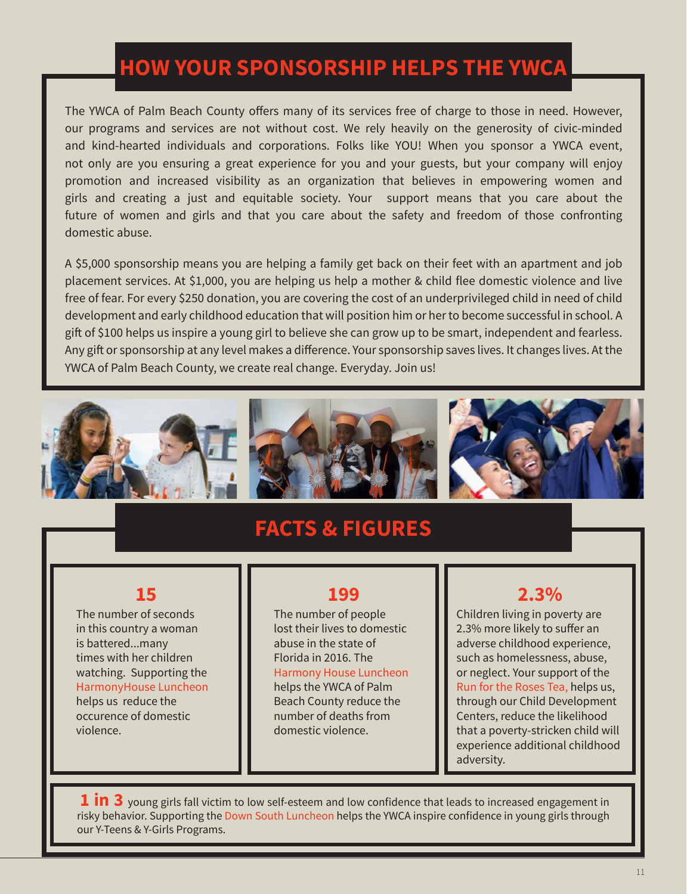# HOW YOUR SPONSORSHIP HELPS THE YWCA

The YWCA of Palm Beach County offers many of its services free of charge to those in need. However, our programs and services are not without cost. We rely heavily on the generosity of civic-minded and kind-hearted individuals and corporations. Folks like YOU! When you sponsor a YWCA event, not only are you ensuring a great experience for you and your guests, but your company will enjoy promotion and increased visibility as an organization that believes in empowering women and girls and creating a just and equitable society. Your support means that you care about the future of women and girls and that you care about the safety and freedom of those confronting domestic abuse.

A $5,000 sponsorship means you are helping a family get back on their feet with an apartment and job placement services. At $1,000, you are helping us help a mother & child flee domestic violence and live free of fear. For every $250 donation, you are covering the cost of an underprivileged child in need of child development and early childhood education that will position him or her to become successful in school. A gift of $100 helps us inspire a young girl to believe she can grow up to be smart, independent and fearless. Any gift or sponsorship at any level makes a difference. Your sponsorship saves lives. It changes lives. At the YWCA of Palm Beach County, we create real change. Everyday. Join us!

# FACTS & FIGURES

### 15

The number of seconds in this country a woman is battered...many times with her children watching. Supporting the HarmonyHouse Luncheon helps us reduce the occurence of domestic violence.

### 199

The number of people lost their lives to domestic abuse in the state of Florida in 2016. The Harmony House Luncheon helps the YWCA of Palm Beach County reduce the number of deaths from domestic violence.

### 2.3%

Children living in poverty are 2.3% more likely to suffer an adverse childhood experience, such as homelessness, abuse, or neglect. Your support of the Run for the Roses Tea, helps us, through our Child Development Centers, reduce the likelihood that a poverty-stricken child will experience additional childhood adversity.

**1 in 3** young girls fall victim to low self-esteem and low confidence that leads to increased engagement in risky behavior. Supporting the Down South Luncheon helps the YWCA inspire confidence in young girls through our Y-Teens & Y-Girls Programs.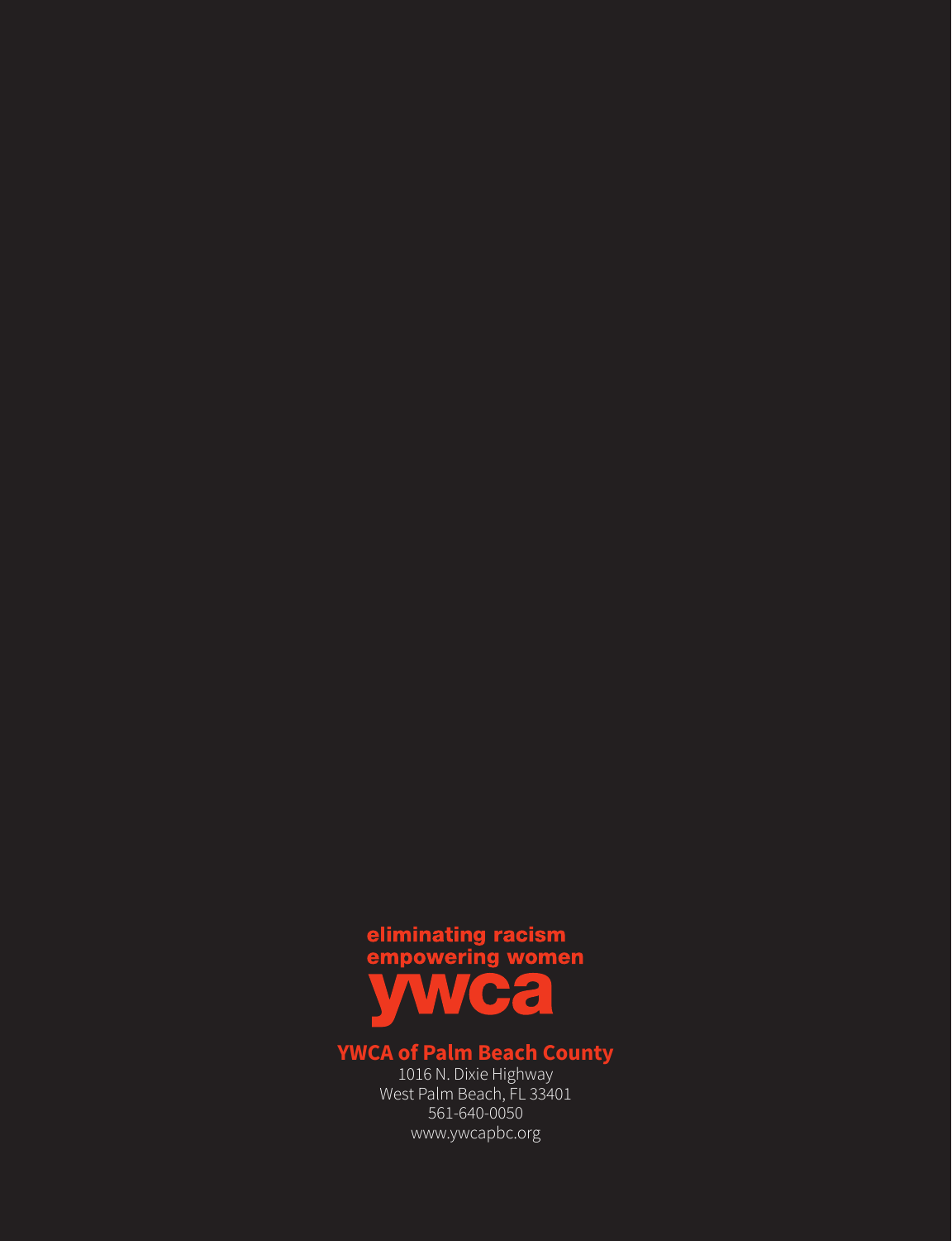eliminating racism
empowering women
ywca

**YWCA of Palm Beach County**

1016 N. Dixie Highway
West Palm Beach, FL 33401
561-640-0050
www.ywcapbc.org